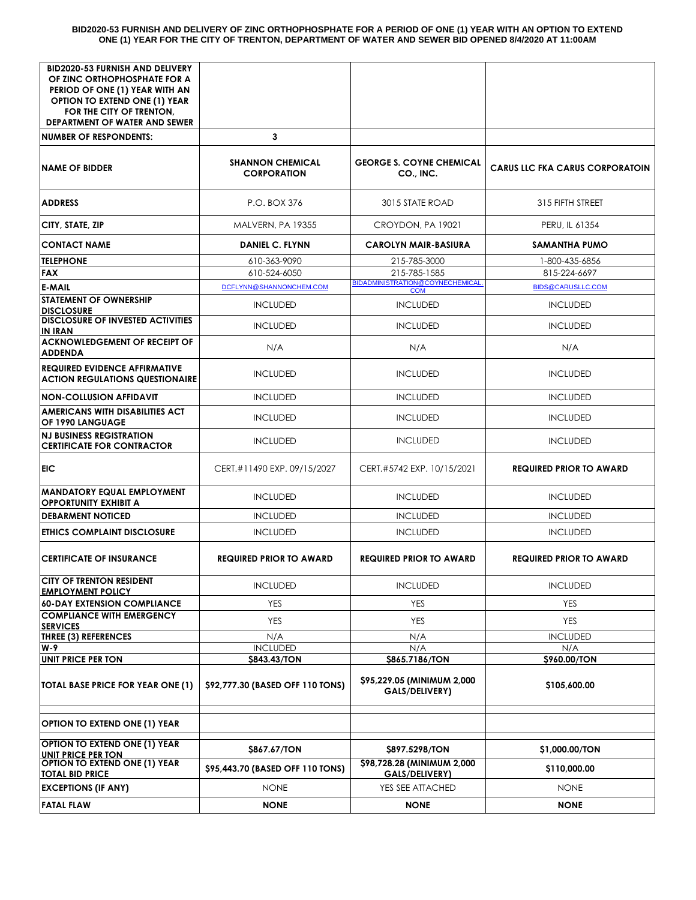**BID2020-53 FURNISH AND DELIVERY OF ZINC ORTHOPHOSPHATE FOR A PERIOD OF ONE (1) YEAR WITH AN OPTION TO EXTEND ONE (1) YEAR FOR THE CITY OF TRENTON, DEPARTMENT OF WATER AND SEWER BID OPENED 8/4/2020 AT 11:00AM**

| BID2020-53 FURNISH AND DELIVERY OF ZINC ORTHOPHOSPHATE FOR A PERIOD OF ONE (1) YEAR WITH AN OPTION TO EXTEND ONE (1) YEAR FOR THE CITY OF TRENTON, DEPARTMENT OF WATER AND SEWER | | | |
|---|---|---|---|
| **NUMBER OF RESPONDENTS:** | **3** | | |
| **NAME OF BIDDER** | **SHANNON CHEMICAL CORPORATION** | **GEORGE S. COYNE CHEMICAL CO., INC.** | **CARUS LLC FKA CARUS CORPORATOIN** |
| **ADDRESS** | P.O. BOX 376 | 3015 STATE ROAD | 315 FIFTH STREET |
| **CITY, STATE, ZIP** | MALVERN, PA 19355 | CROYDON, PA 19021 | PERU, IL 61354 |
| **CONTACT NAME** | **DANIEL C. FLYNN** | **CAROLYN MAIR-BASIURA** | **SAMANTHA PUMO** |
| **TELEPHONE** | 610-363-9090 | 215-785-3000 | 1-800-435-6856 |
| **FAX** | 610-524-6050 | 215-785-1585 | 815-224-6697 |
| **E-MAIL** | DCFLYNN@SHANNONCHEM.COM | BIDADMINISTRATION@COYNECHEMICAL.COM | BIDS@CARUSLLC.COM |
| **STATEMENT OF OWNERSHIP DISCLOSURE** | INCLUDED | INCLUDED | INCLUDED |
| **DISCLOSURE OF INVESTED ACTIVITIES IN IRAN** | INCLUDED | INCLUDED | INCLUDED |
| **ACKNOWLEDGEMENT OF RECEIPT OF ADDENDA** | N/A | N/A | N/A |
| **REQUIRED EVIDENCE AFFIRMATIVE ACTION REGULATIONS QUESTIONAIRE** | INCLUDED | INCLUDED | INCLUDED |
| **NON-COLLUSION AFFIDAVIT** | INCLUDED | INCLUDED | INCLUDED |
| **AMERICANS WITH DISABILITIES ACT OF 1990 LANGUAGE** | INCLUDED | INCLUDED | INCLUDED |
| **NJ BUSINESS REGISTRATION CERTIFICATE FOR CONTRACTOR** | INCLUDED | INCLUDED | INCLUDED |
| **EIC** | CERT.#11490 EXP. 09/15/2027 | CERT.#5742 EXP. 10/15/2021 | **REQUIRED PRIOR TO AWARD** |
| **MANDATORY EQUAL EMPLOYMENT OPPORTUNITY EXHIBIT A** | INCLUDED | INCLUDED | INCLUDED |
| **DEBARMENT NOTICED** | INCLUDED | INCLUDED | INCLUDED |
| **ETHICS COMPLAINT DISCLOSURE** | INCLUDED | INCLUDED | INCLUDED |
| **CERTIFICATE OF INSURANCE** | **REQUIRED PRIOR TO AWARD** | **REQUIRED PRIOR TO AWARD** | **REQUIRED PRIOR TO AWARD** |
| **CITY OF TRENTON RESIDENT EMPLOYMENT POLICY** | INCLUDED | INCLUDED | INCLUDED |
| **60-DAY EXTENSION COMPLIANCE** | YES | YES | YES |
| **COMPLIANCE WITH EMERGENCY SERVICES** | YES | YES | YES |
| **THREE (3) REFERENCES** | N/A | N/A | INCLUDED |
| **W-9** | INCLUDED | N/A | N/A |
| **UNIT PRICE PER TON** | **$843.43/TON** | **$865.7186/TON** | **$960.00/TON** |
| **TOTAL BASE PRICE FOR YEAR ONE (1)** | **$92,777.30 (BASED OFF 110 TONS)** | **$95,229.05 (MINIMUM 2,000 GALS/DELIVERY)** | **$105,600.00** |
| | | | |
| **OPTION TO EXTEND ONE (1) YEAR** | | | |
| | | | |
| **OPTION TO EXTEND ONE (1) YEAR UNIT PRICE PER TON** | **$867.67/TON** | **$897.5298/TON** | **$1,000.00/TON** |
| **OPTION TO EXTEND ONE (1) YEAR TOTAL BID PRICE** | **$95,443.70 (BASED OFF 110 TONS)** | **$98,728.28 (MINIMUM 2,000 GALS/DELIVERY)** | **$110,000.00** |
| **EXCEPTIONS (IF ANY)** | NONE | YES SEE ATTACHED | NONE |
| **FATAL FLAW** | **NONE** | **NONE** | **NONE** |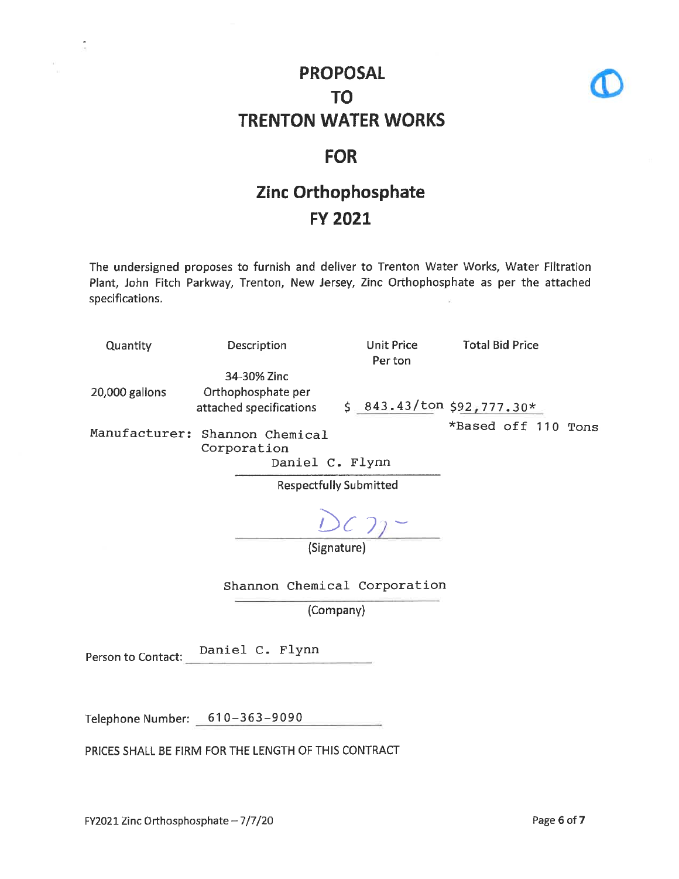# PROPOSAL
# TO
# TRENTON WATER WORKS

## FOR

## Zinc Orthophosphate
## FY 2021

The undersigned proposes to furnish and deliver to Trenton Water Works, Water Filtration Plant, John Fitch Parkway, Trenton, New Jersey, Zinc Orthophosphate as per the attached specifications.

| Quantity | Description | Unit Price Per ton | Total Bid Price |
|---|---|---|---|
| 20,000 gallons | 34-30% Zinc Orthophosphate per attached specifications | $ 843.43/ton | $92,777.30* |
| | | | *Based off 110 Tons |

Manufacturer: Shannon Chemical Corporation

Daniel C. Flynn

Respectfully Submitted

DCF

(Signature)

Shannon Chemical Corporation

(Company)

Person to Contact: Daniel C. Flynn

Telephone Number: 610-363-9090

PRICES SHALL BE FIRM FOR THE LENGTH OF THIS CONTRACT

FY2021 Zinc Orthophosphate – 7/7/20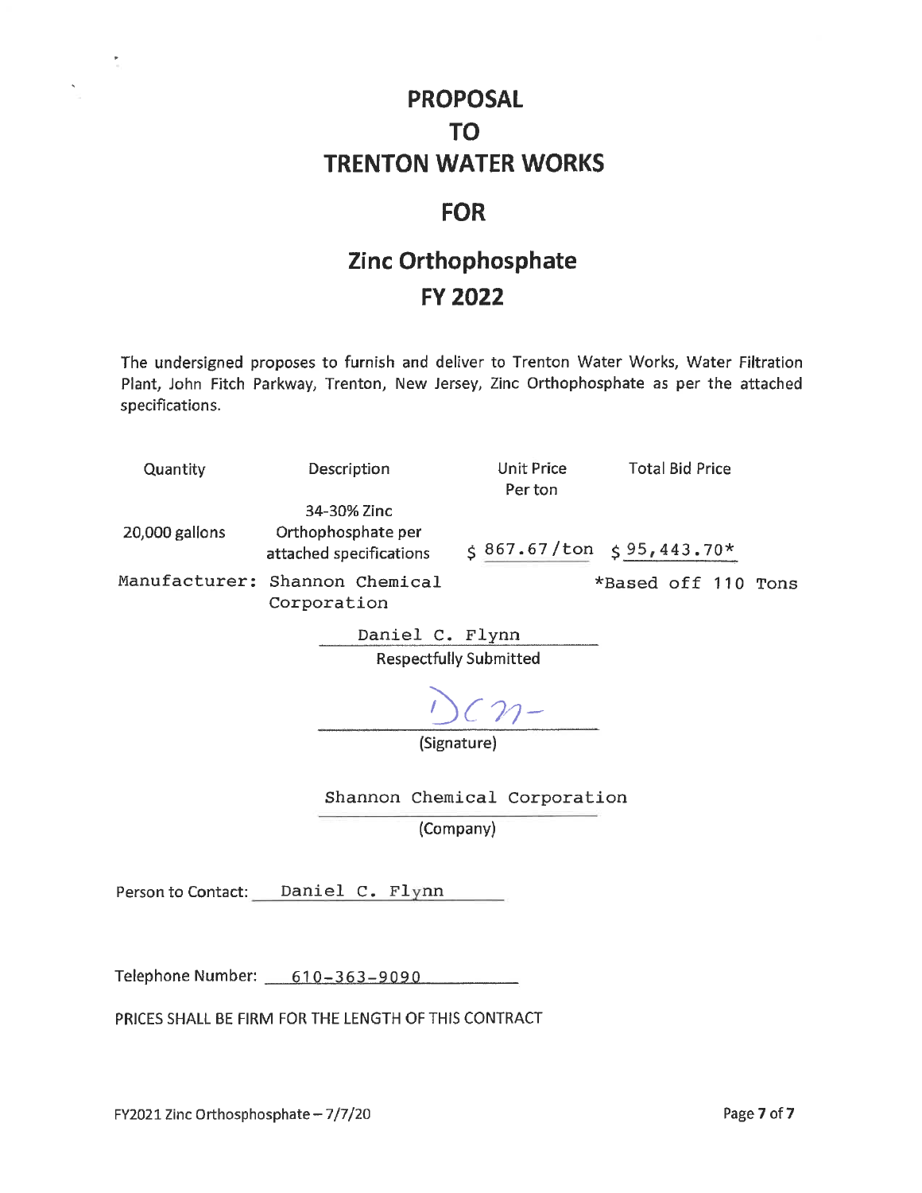# PROPOSAL
# TO
# TRENTON WATER WORKS

## FOR

## Zinc Orthophosphate
## FY 2022

The undersigned proposes to furnish and deliver to Trenton Water Works, Water Filtration Plant, John Fitch Parkway, Trenton, New Jersey, Zinc Orthophosphate as per the attached specifications.

| Quantity | Description | Unit Price Per ton | Total Bid Price |
|---|---|---|---|
| 20,000 gallons | 34-30% Zinc Orthophosphate per attached specifications | $ 867.67/ton | $ 95,443.70* |
| Manufacturer: | Shannon Chemical Corporation | | *Based off 110 Tons |

Daniel C. Flynn
Respectfully Submitted

DCm-
(Signature)

Shannon Chemical Corporation
(Company)

Person to Contact: Daniel C. Flynn

Telephone Number: 610-363-9090

PRICES SHALL BE FIRM FOR THE LENGTH OF THIS CONTRACT

FY2021 Zinc Orthophosphate – 7/7/20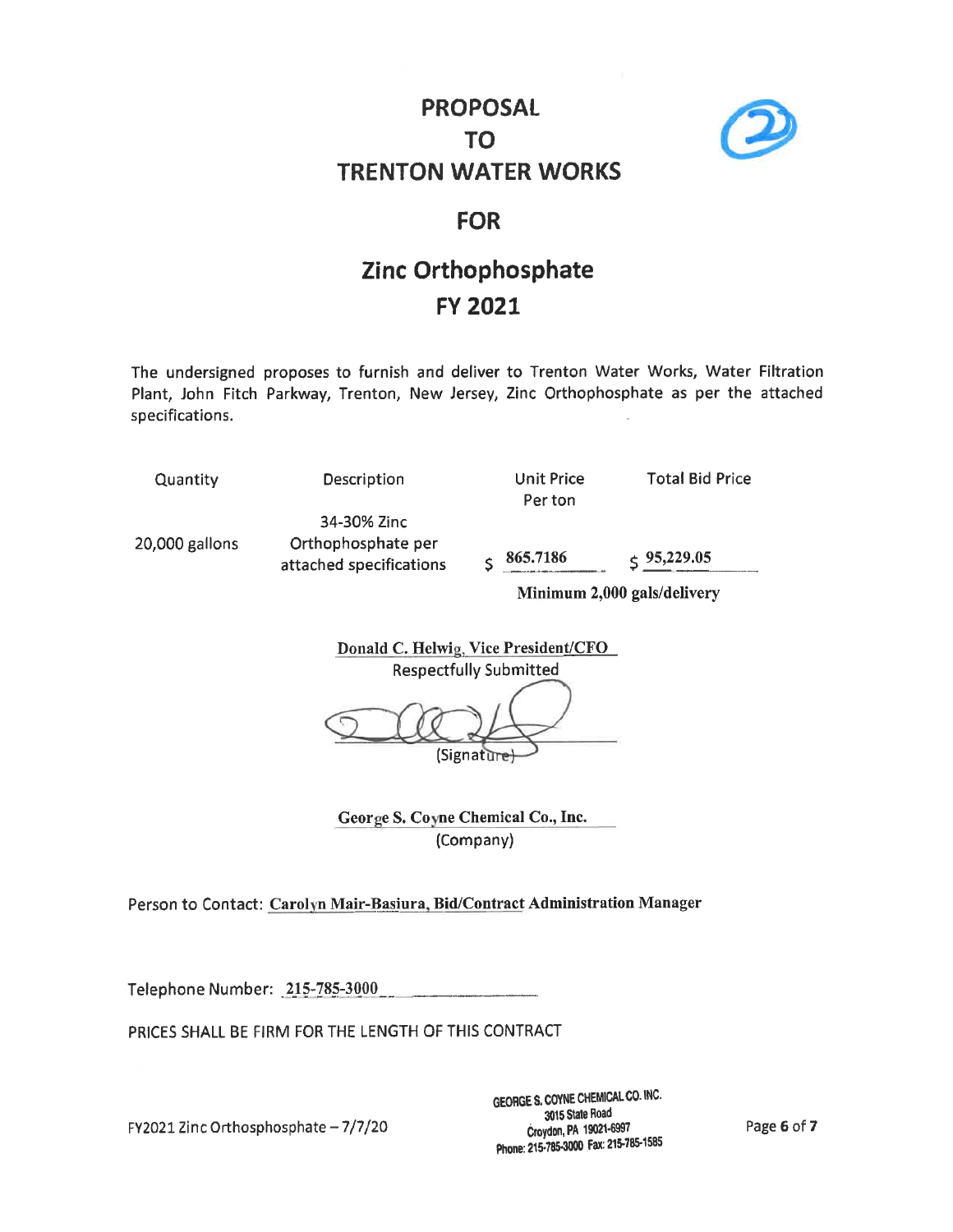# PROPOSAL TO TRENTON WATER WORKS

## FOR

## Zinc Orthophosphate FY 2021

The undersigned proposes to furnish and deliver to Trenton Water Works, Water Filtration Plant, John Fitch Parkway, Trenton, New Jersey, Zinc Orthophosphate as per the attached specifications.

| Quantity | Description | Unit Price Per ton | Total Bid Price |
|---|---|---|---|
| 20,000 gallons | 34-30% Zinc Orthophosphate per attached specifications | $ 865.7186 | $ 95,229.05 |

**Minimum 2,000 gals/delivery**

Donald C. Helwig, Vice President/CFO
Respectfully Submitted

(Signature)

George S. Coyne Chemical Co., Inc.
(Company)

Person to Contact: Carolyn Mair-Basiura, Bid/Contract Administration Manager

Telephone Number: 215-785-3000

PRICES SHALL BE FIRM FOR THE LENGTH OF THIS CONTRACT

GEORGE S. COYNE CHEMICAL CO. INC.
3015 State Road
Croydon, PA 19021-6997
Phone: 215-785-3000 Fax: 215-785-1585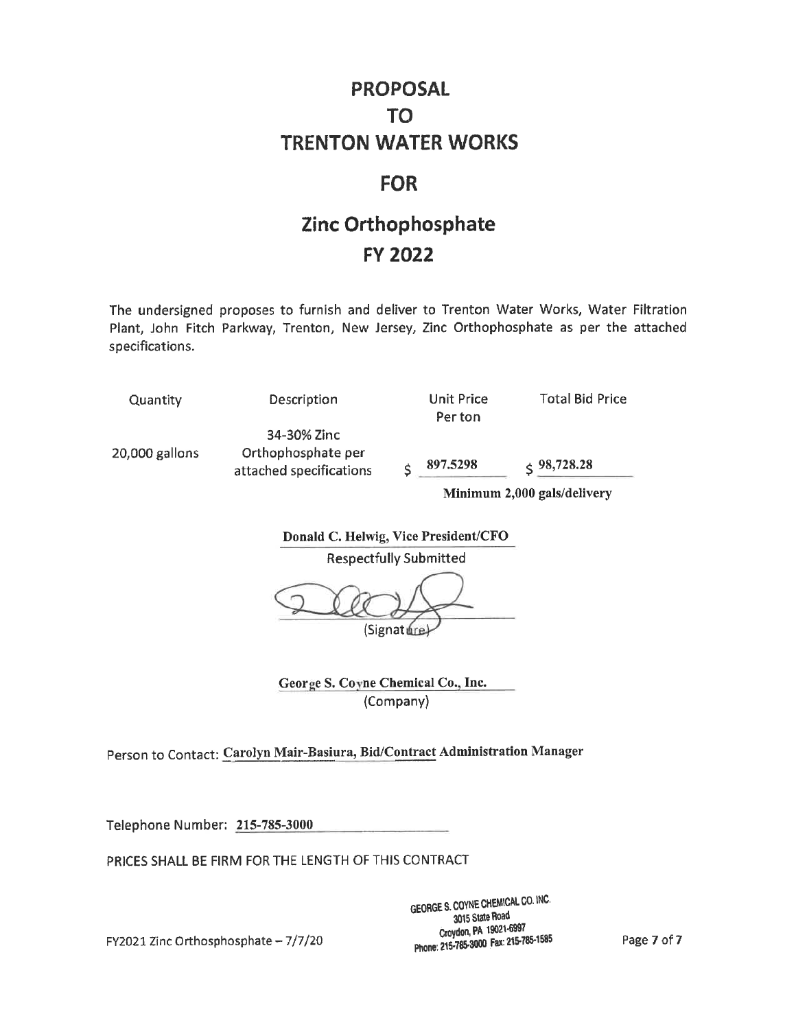# PROPOSAL

# TO

# TRENTON WATER WORKS

## FOR

## Zinc Orthophosphate

## FY 2022

The undersigned proposes to furnish and deliver to Trenton Water Works, Water Filtration Plant, John Fitch Parkway, Trenton, New Jersey, Zinc Orthophosphate as per the attached specifications.

| Quantity | Description | Unit Price Per ton | Total Bid Price |
|---|---|---|---|
| 20,000 gallons | 34-30% Zinc Orthophosphate per attached specifications | $ 897.5298 | $ 98,728.28 |
| | | **Minimum 2,000 gals/delivery** | |

**Donald C. Helwig, Vice President/CFO**

Respectfully Submitted

(Signature)

**George S. Coyne Chemical Co., Inc.**
(Company)

Person to Contact: **Carolyn Mair-Basiura, Bid/Contract Administration Manager**

Telephone Number: **215-785-3000**

PRICES SHALL BE FIRM FOR THE LENGTH OF THIS CONTRACT

FY2021 Zinc Orthophosphate – 7/7/20

GEORGE S. COYNE CHEMICAL CO. INC.
3015 State Road
Croydon, PA 19021-6997
Phone: 215-785-3000 Fax: 215-785-1585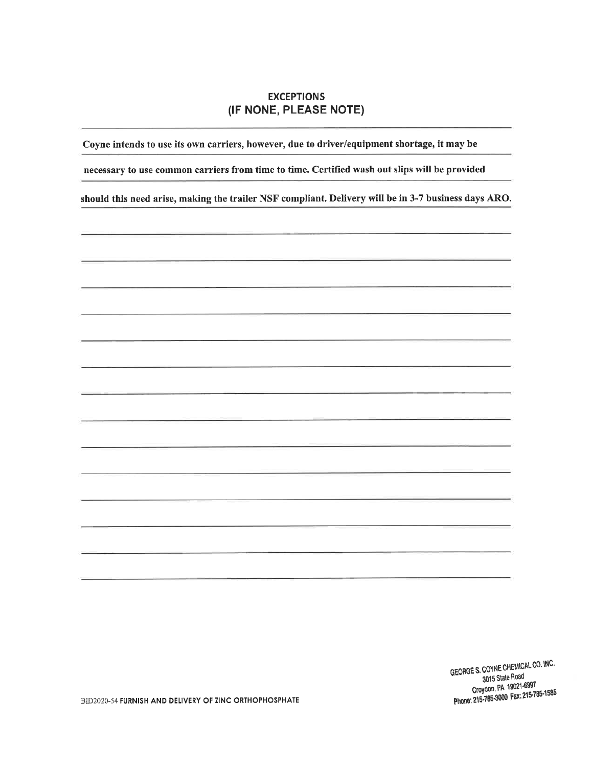## EXCEPTIONS
## (IF NONE, PLEASE NOTE)

**Coyne intends to use its own carriers, however, due to driver/equipment shortage, it may be necessary to use common carriers from time to time. Certified wash out slips will be provided should this need arise, making the trailer NSF compliant. Delivery will be in 3-7 business days ARO.**

GEORGE S. COYNE CHEMICAL CO. INC.
3015 State Road
Croydon, PA 19021-6997
Phone: 215-785-3000 Fax: 215-785-1585

BID2020-54 FURNISH AND DELIVERY OF ZINC ORTHOPHOSPHATE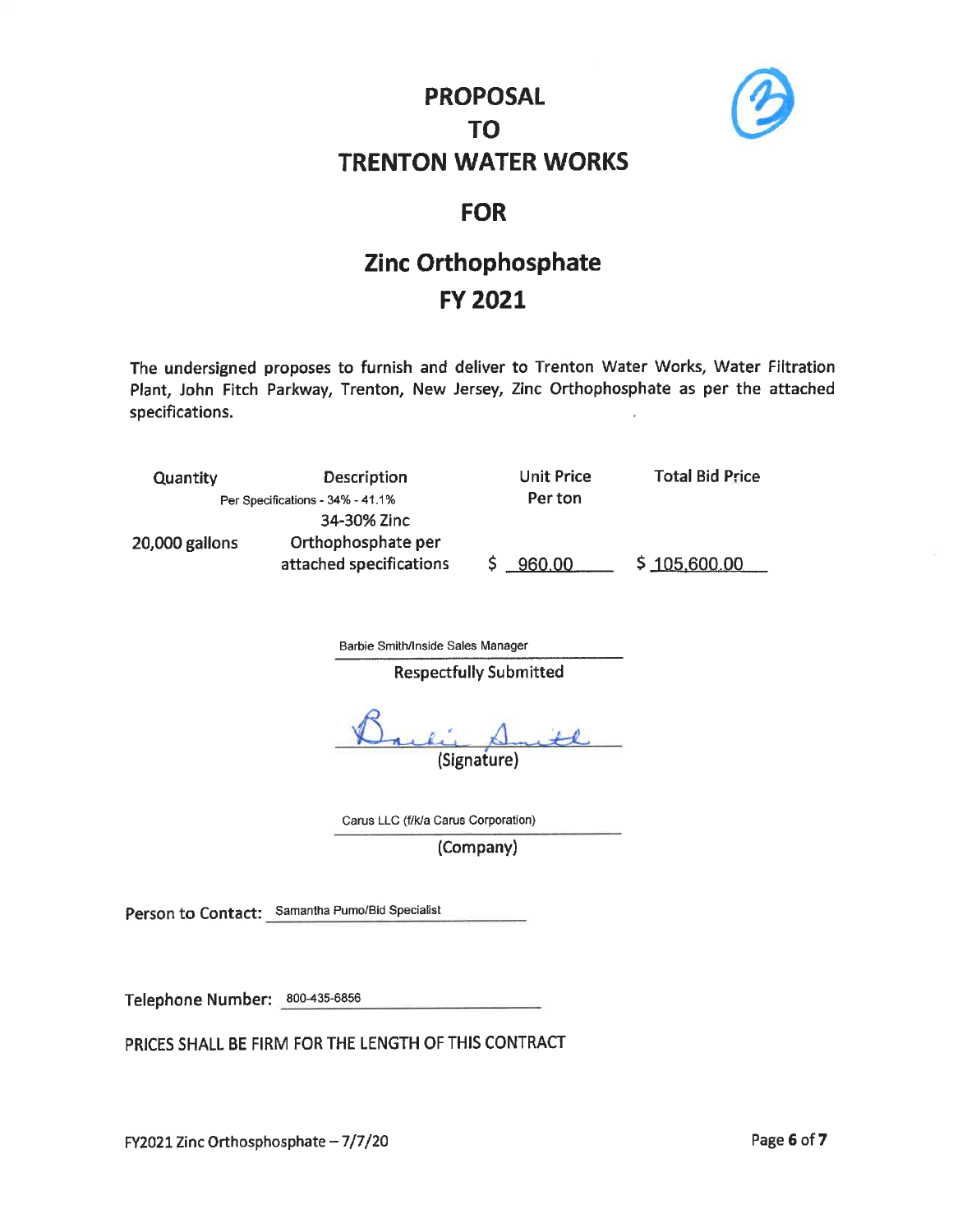# PROPOSAL TO TRENTON WATER WORKS

## FOR

# Zinc Orthophosphate FY 2021

The undersigned proposes to furnish and deliver to Trenton Water Works, Water Filtration Plant, John Fitch Parkway, Trenton, New Jersey, Zinc Orthophosphate as per the attached specifications.

| Quantity | Description | Unit Price Per ton | Total Bid Price |
|---|---|---|---|
| 20,000 gallons | Per Specifications - 34% - 41.1% 34-30% Zinc Orthophosphate per attached specifications | $ 960.00 | $ 105,600.00 |

Barbie Smith/Inside Sales Manager

Respectfully Submitted

Barbie Smith

(Signature)

Carus LLC (f/k/a Carus Corporation)

(Company)

Person to Contact: Samantha Pumo/Bid Specialist

Telephone Number: 800-435-6856

PRICES SHALL BE FIRM FOR THE LENGTH OF THIS CONTRACT

FY2021 Zinc Orthophosphate – 7/7/20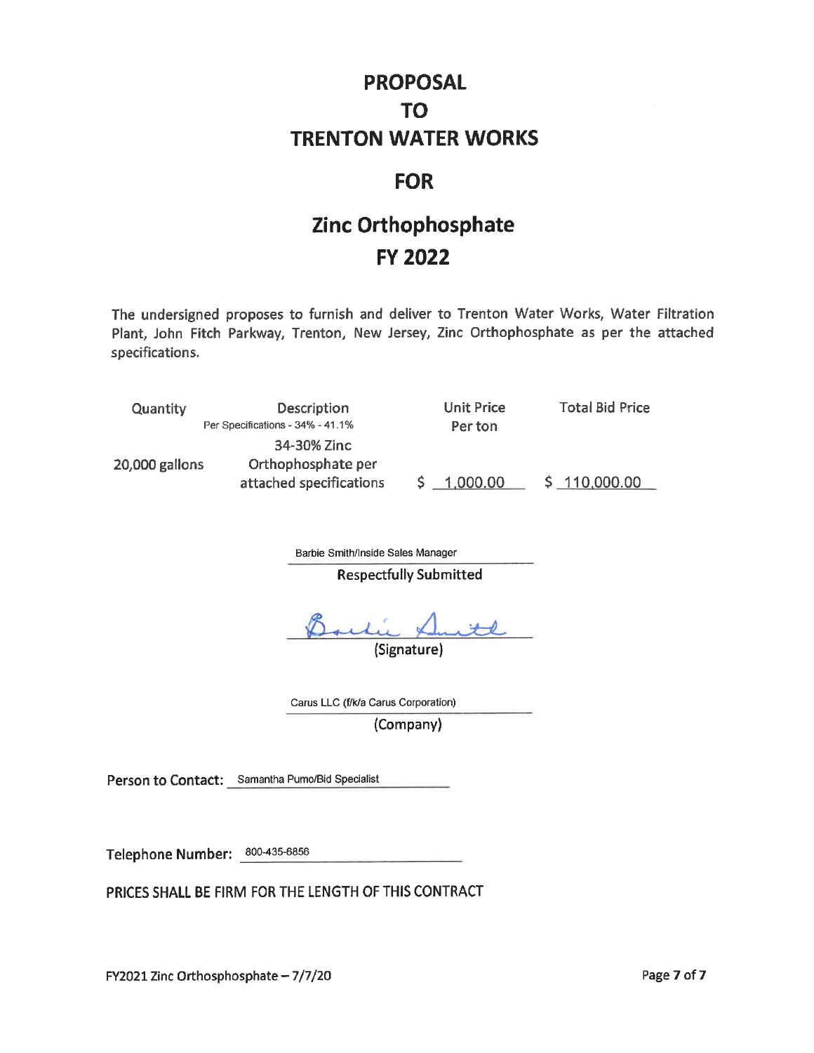# PROPOSAL

# TO

# TRENTON WATER WORKS

## FOR

## Zinc Orthophosphate
## FY 2022

The undersigned proposes to furnish and deliver to Trenton Water Works, Water Filtration Plant, John Fitch Parkway, Trenton, New Jersey, Zinc Orthophosphate as per the attached specifications.

| Quantity | Description<br>Per Specifications - 34% - 41.1% | Unit Price<br>Per ton | Total Bid Price |
|---|---|---|---|
| 20,000 gallons | 34-30% Zinc Orthophosphate per attached specifications | $ 1,000.00 | $ 110,000.00 |

Barbie Smith/Inside Sales Manager

Respectfully Submitted

Barbie Smith

(Signature)

Carus LLC (f/k/a Carus Corporation)

(Company)

Person to Contact: Samantha Pumo/Bid Specialist

Telephone Number: 800-435-6856

PRICES SHALL BE FIRM FOR THE LENGTH OF THIS CONTRACT

FY2021 Zinc Orthophosphate – 7/7/20